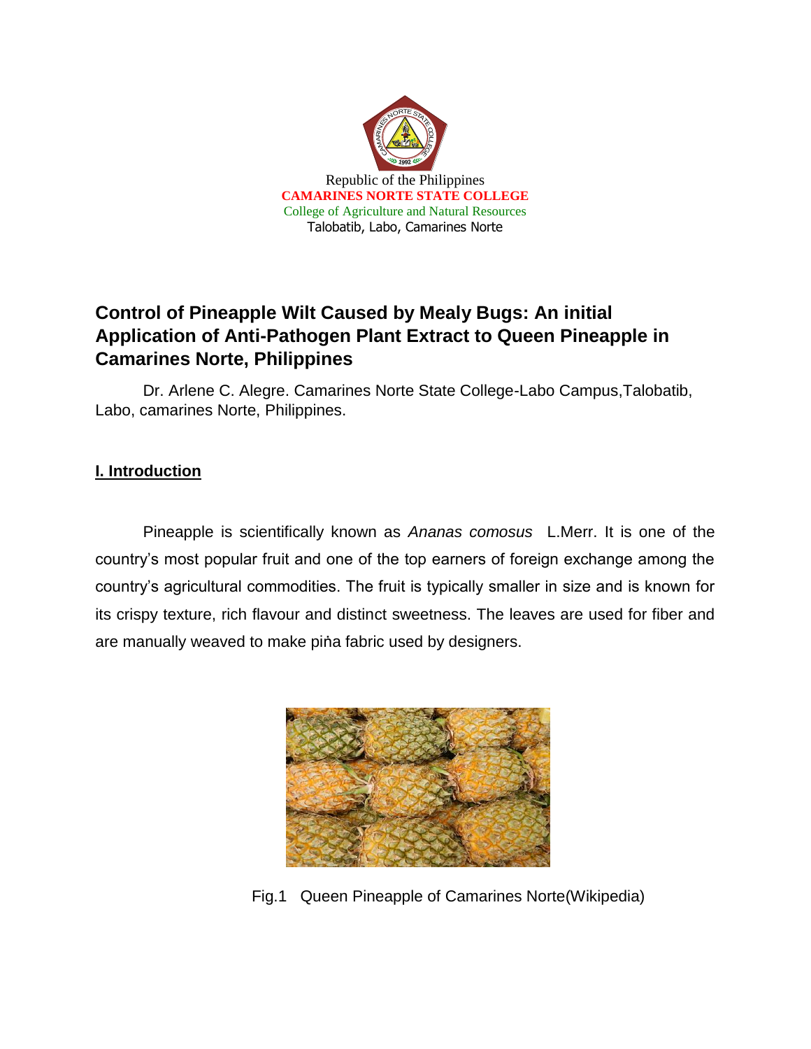Republic of the Philippines
**CAMARINES NORTE STATE COLLEGE**
College of Agriculture and Natural Resources
Talobatib, Labo, Camarines Norte

# Control of Pineapple Wilt Caused by Mealy Bugs: An initial Application of Anti-Pathogen Plant Extract to Queen Pineapple in Camarines Norte, Philippines

Dr. Arlene C. Alegre. Camarines Norte State College-Labo Campus,Talobatib, Labo, camarines Norte, Philippines.

## I. Introduction

Pineapple is scientifically known as *Ananas comosus* L.Merr. It is one of the country's most popular fruit and one of the top earners of foreign exchange among the country's agricultural commodities. The fruit is typically smaller in size and is known for its crispy texture, rich flavour and distinct sweetness. The leaves are used for fiber and are manually weaved to make piṅa fabric used by designers.

Fig.1 Queen Pineapple of Camarines Norte(Wikipedia)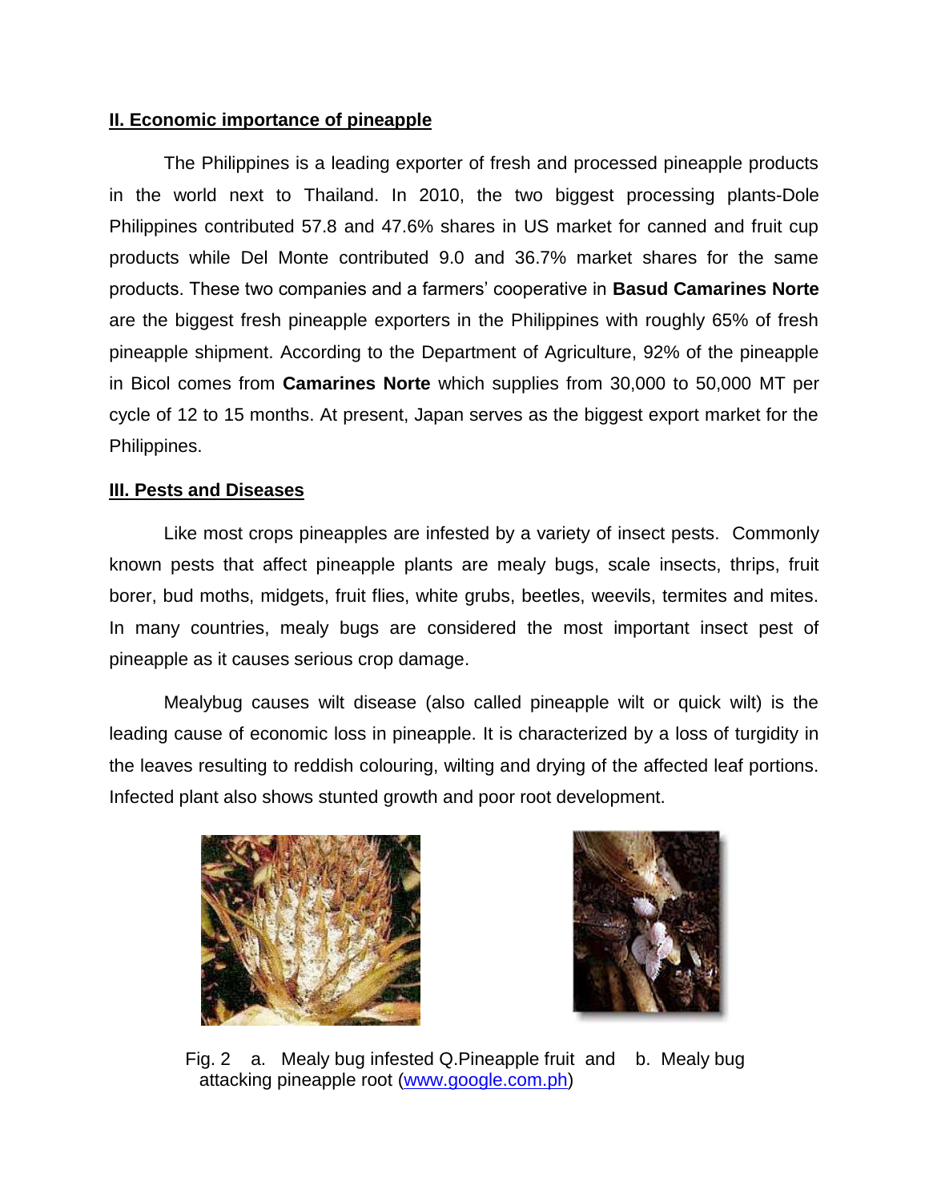## II. Economic importance of pineapple

The Philippines is a leading exporter of fresh and processed pineapple products in the world next to Thailand. In 2010, the two biggest processing plants-Dole Philippines contributed 57.8 and 47.6% shares in US market for canned and fruit cup products while Del Monte contributed 9.0 and 36.7% market shares for the same products. These two companies and a farmers' cooperative in **Basud Camarines Norte** are the biggest fresh pineapple exporters in the Philippines with roughly 65% of fresh pineapple shipment. According to the Department of Agriculture, 92% of the pineapple in Bicol comes from **Camarines Norte** which supplies from 30,000 to 50,000 MT per cycle of 12 to 15 months. At present, Japan serves as the biggest export market for the Philippines.

## III. Pests and Diseases

Like most crops pineapples are infested by a variety of insect pests. Commonly known pests that affect pineapple plants are mealy bugs, scale insects, thrips, fruit borer, bud moths, midgets, fruit flies, white grubs, beetles, weevils, termites and mites. In many countries, mealy bugs are considered the most important insect pest of pineapple as it causes serious crop damage.

Mealybug causes wilt disease (also called pineapple wilt or quick wilt) is the leading cause of economic loss in pineapple. It is characterized by a loss of turgidity in the leaves resulting to reddish colouring, wilting and drying of the affected leaf portions. Infected plant also shows stunted growth and poor root development.

Fig. 2 a. Mealy bug infested Q.Pineapple fruit and b. Mealy bug attacking pineapple root (www.google.com.ph)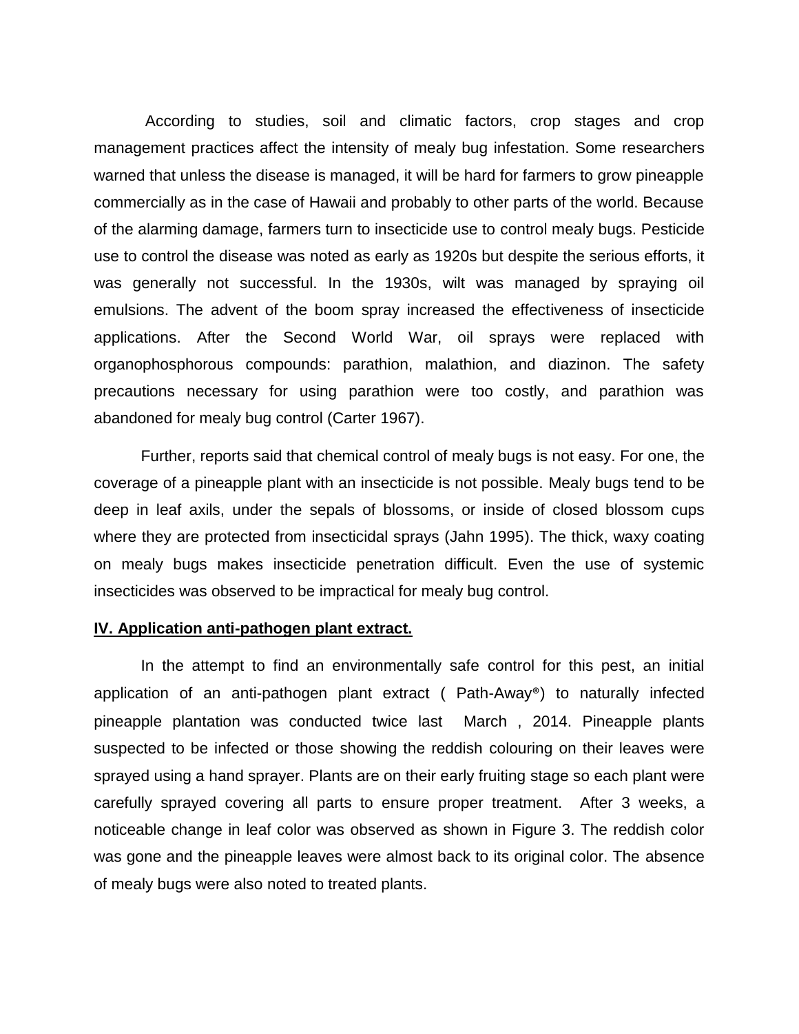According to studies, soil and climatic factors, crop stages and crop management practices affect the intensity of mealy bug infestation. Some researchers warned that unless the disease is managed, it will be hard for farmers to grow pineapple commercially as in the case of Hawaii and probably to other parts of the world. Because of the alarming damage, farmers turn to insecticide use to control mealy bugs. Pesticide use to control the disease was noted as early as 1920s but despite the serious efforts, it was generally not successful. In the 1930s, wilt was managed by spraying oil emulsions. The advent of the boom spray increased the effectiveness of insecticide applications. After the Second World War, oil sprays were replaced with organophosphorous compounds: parathion, malathion, and diazinon. The safety precautions necessary for using parathion were too costly, and parathion was abandoned for mealy bug control (Carter 1967).

Further, reports said that chemical control of mealy bugs is not easy. For one, the coverage of a pineapple plant with an insecticide is not possible. Mealy bugs tend to be deep in leaf axils, under the sepals of blossoms, or inside of closed blossom cups where they are protected from insecticidal sprays (Jahn 1995). The thick, waxy coating on mealy bugs makes insecticide penetration difficult. Even the use of systemic insecticides was observed to be impractical for mealy bug control.

**IV. Application anti-pathogen plant extract.**

In the attempt to find an environmentally safe control for this pest, an initial application of an anti-pathogen plant extract ( Path-Away®) to naturally infected pineapple plantation was conducted twice last March , 2014. Pineapple plants suspected to be infected or those showing the reddish colouring on their leaves were sprayed using a hand sprayer. Plants are on their early fruiting stage so each plant were carefully sprayed covering all parts to ensure proper treatment. After 3 weeks, a noticeable change in leaf color was observed as shown in Figure 3. The reddish color was gone and the pineapple leaves were almost back to its original color. The absence of mealy bugs were also noted to treated plants.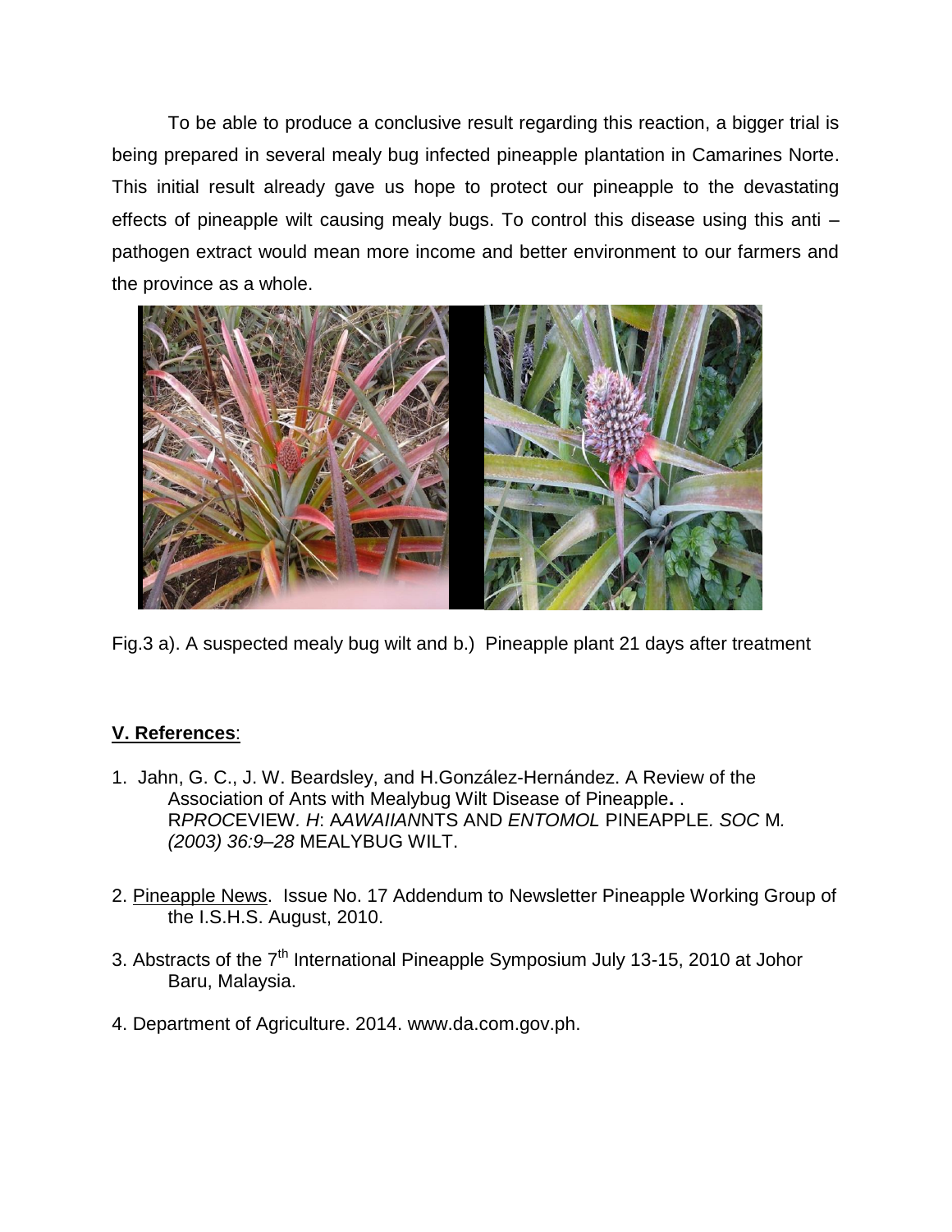To be able to produce a conclusive result regarding this reaction, a bigger trial is being prepared in several mealy bug infected pineapple plantation in Camarines Norte. This initial result already gave us hope to protect our pineapple to the devastating effects of pineapple wilt causing mealy bugs. To control this disease using this anti – pathogen extract would mean more income and better environment to our farmers and the province as a whole.

Fig.3 a). A suspected mealy bug wilt and b.) Pineapple plant 21 days after treatment

## V. References:

1. Jahn, G. C., J. W. Beardsley, and H.González-Hernández. A Review of the Association of Ants with Mealybug Wilt Disease of Pineapple. . R*PROC*EVIEW. *H*: A*AWAIIAN*NTS AND *ENTOMOL* PINEAPPLE*. SOC* M*. (2003) 36:9–28* MEALYBUG WILT.

2. Pineapple News. Issue No. 17 Addendum to Newsletter Pineapple Working Group of the I.S.H.S. August, 2010.

3. Abstracts of the 7$^{th}$ International Pineapple Symposium July 13-15, 2010 at Johor Baru, Malaysia.

4. Department of Agriculture. 2014. www.da.com.gov.ph.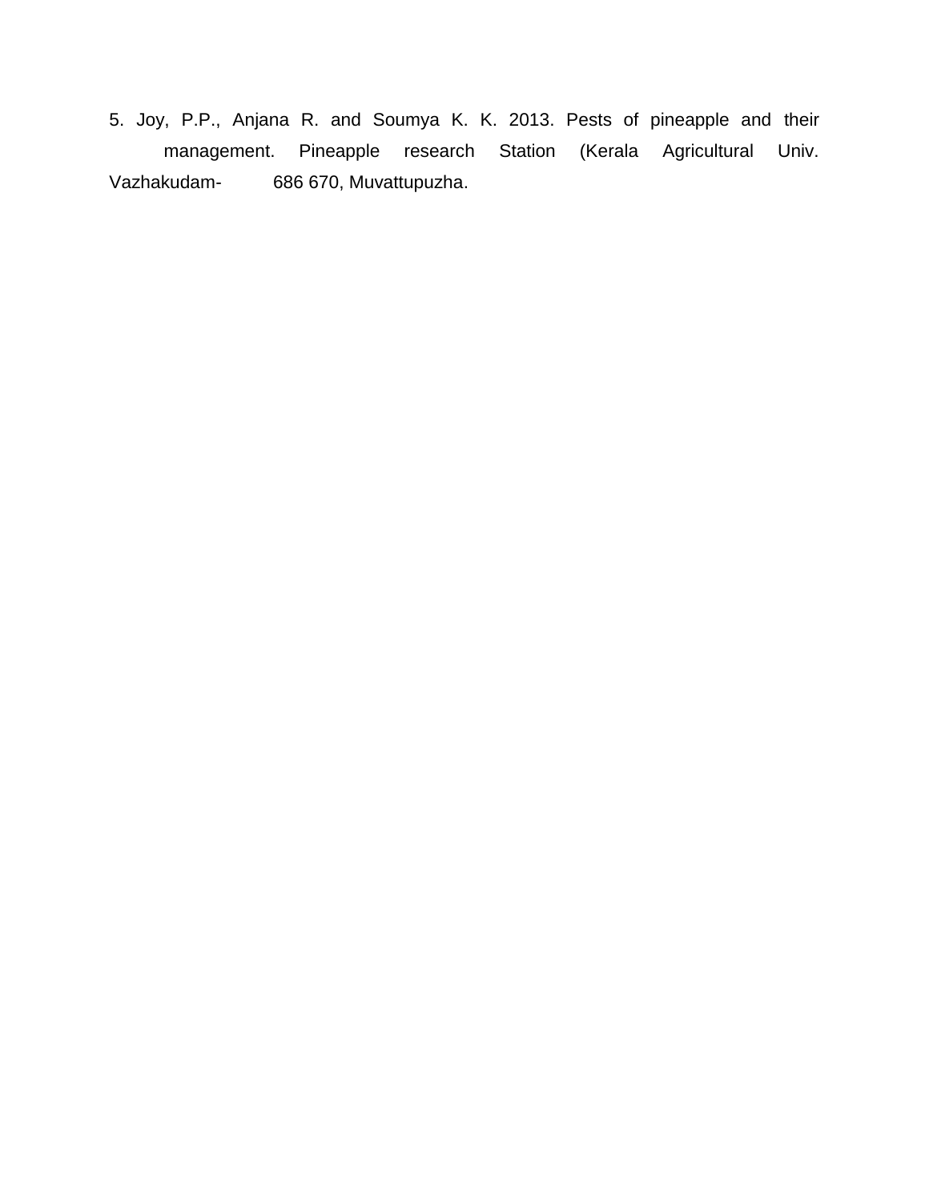5. Joy, P.P., Anjana R. and Soumya K. K. 2013. Pests of pineapple and their management. Pineapple research Station (Kerala Agricultural Univ. Vazhakudam- 686 670, Muvattupuzha.